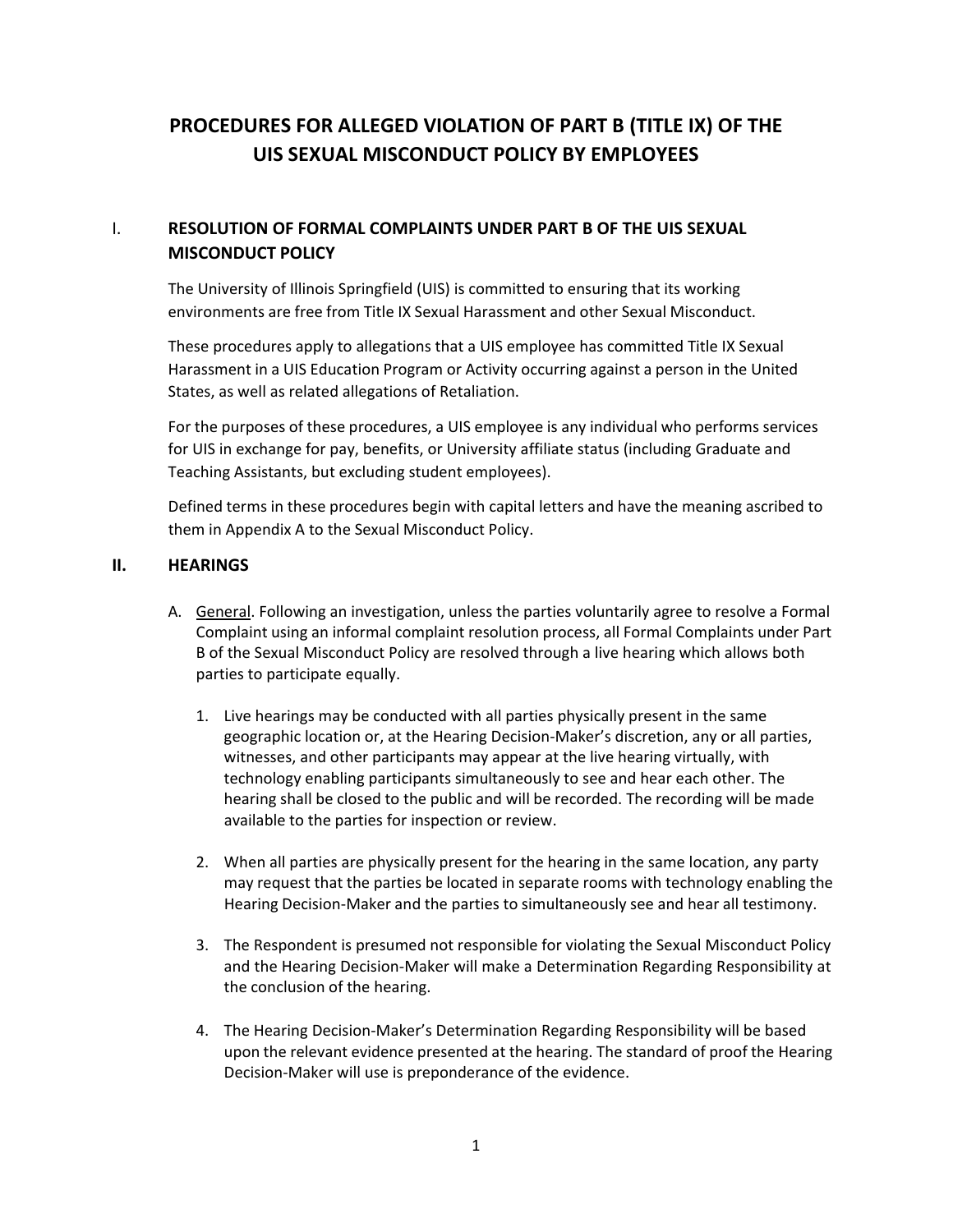# PROCEDURES FOR ALLEGED VIOLATION OF PART B (TITLE IX) OF THE UIS SEXUAL MISCONDUCT POLICY BY EMPLOYEES

## I. RESOLUTION OF FORMAL COMPLAINTS UNDER PART B OF THE UIS SEXUAL MISCONDUCT POLICY

The University of Illinois Springfield (UIS) is committed to ensuring that its working environments are free from Title IX Sexual Harassment and other Sexual Misconduct.

These procedures apply to allegations that a UIS employee has committed Title IX Sexual Harassment in a UIS Education Program or Activity occurring against a person in the United States, as well as related allegations of Retaliation.

For the purposes of these procedures, a UIS employee is any individual who performs services for UIS in exchange for pay, benefits, or University affiliate status (including Graduate and Teaching Assistants, but excluding student employees).

Defined terms in these procedures begin with capital letters and have the meaning ascribed to them in Appendix A to the Sexual Misconduct Policy.

## II. HEARINGS

A. General. Following an investigation, unless the parties voluntarily agree to resolve a Formal Complaint using an informal complaint resolution process, all Formal Complaints under Part B of the Sexual Misconduct Policy are resolved through a live hearing which allows both parties to participate equally.

1. Live hearings may be conducted with all parties physically present in the same geographic location or, at the Hearing Decision-Maker's discretion, any or all parties, witnesses, and other participants may appear at the live hearing virtually, with technology enabling participants simultaneously to see and hear each other. The hearing shall be closed to the public and will be recorded. The recording will be made available to the parties for inspection or review.

2. When all parties are physically present for the hearing in the same location, any party may request that the parties be located in separate rooms with technology enabling the Hearing Decision-Maker and the parties to simultaneously see and hear all testimony.

3. The Respondent is presumed not responsible for violating the Sexual Misconduct Policy and the Hearing Decision-Maker will make a Determination Regarding Responsibility at the conclusion of the hearing.

4. The Hearing Decision-Maker's Determination Regarding Responsibility will be based upon the relevant evidence presented at the hearing. The standard of proof the Hearing Decision-Maker will use is preponderance of the evidence.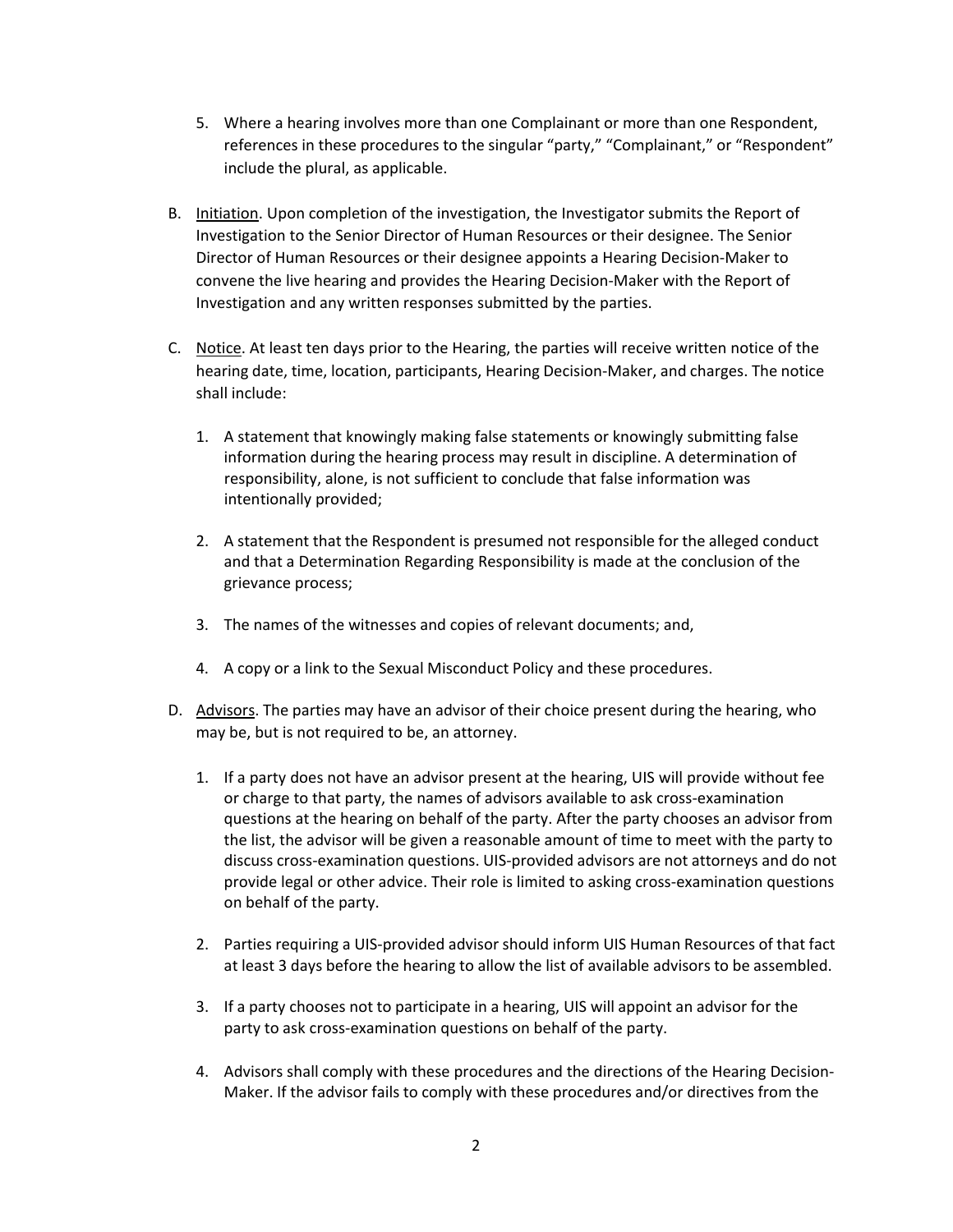5. Where a hearing involves more than one Complainant or more than one Respondent, references in these procedures to the singular "party," "Complainant," or "Respondent" include the plural, as applicable.

B. Initiation. Upon completion of the investigation, the Investigator submits the Report of Investigation to the Senior Director of Human Resources or their designee. The Senior Director of Human Resources or their designee appoints a Hearing Decision-Maker to convene the live hearing and provides the Hearing Decision-Maker with the Report of Investigation and any written responses submitted by the parties.

C. Notice. At least ten days prior to the Hearing, the parties will receive written notice of the hearing date, time, location, participants, Hearing Decision-Maker, and charges. The notice shall include:

   1. A statement that knowingly making false statements or knowingly submitting false information during the hearing process may result in discipline. A determination of responsibility, alone, is not sufficient to conclude that false information was intentionally provided;

   2. A statement that the Respondent is presumed not responsible for the alleged conduct and that a Determination Regarding Responsibility is made at the conclusion of the grievance process;

   3. The names of the witnesses and copies of relevant documents; and,

   4. A copy or a link to the Sexual Misconduct Policy and these procedures.

D. Advisors. The parties may have an advisor of their choice present during the hearing, who may be, but is not required to be, an attorney.

   1. If a party does not have an advisor present at the hearing, UIS will provide without fee or charge to that party, the names of advisors available to ask cross-examination questions at the hearing on behalf of the party. After the party chooses an advisor from the list, the advisor will be given a reasonable amount of time to meet with the party to discuss cross-examination questions. UIS-provided advisors are not attorneys and do not provide legal or other advice. Their role is limited to asking cross-examination questions on behalf of the party.

   2. Parties requiring a UIS-provided advisor should inform UIS Human Resources of that fact at least 3 days before the hearing to allow the list of available advisors to be assembled.

   3. If a party chooses not to participate in a hearing, UIS will appoint an advisor for the party to ask cross-examination questions on behalf of the party.

   4. Advisors shall comply with these procedures and the directions of the Hearing Decision-Maker. If the advisor fails to comply with these procedures and/or directives from the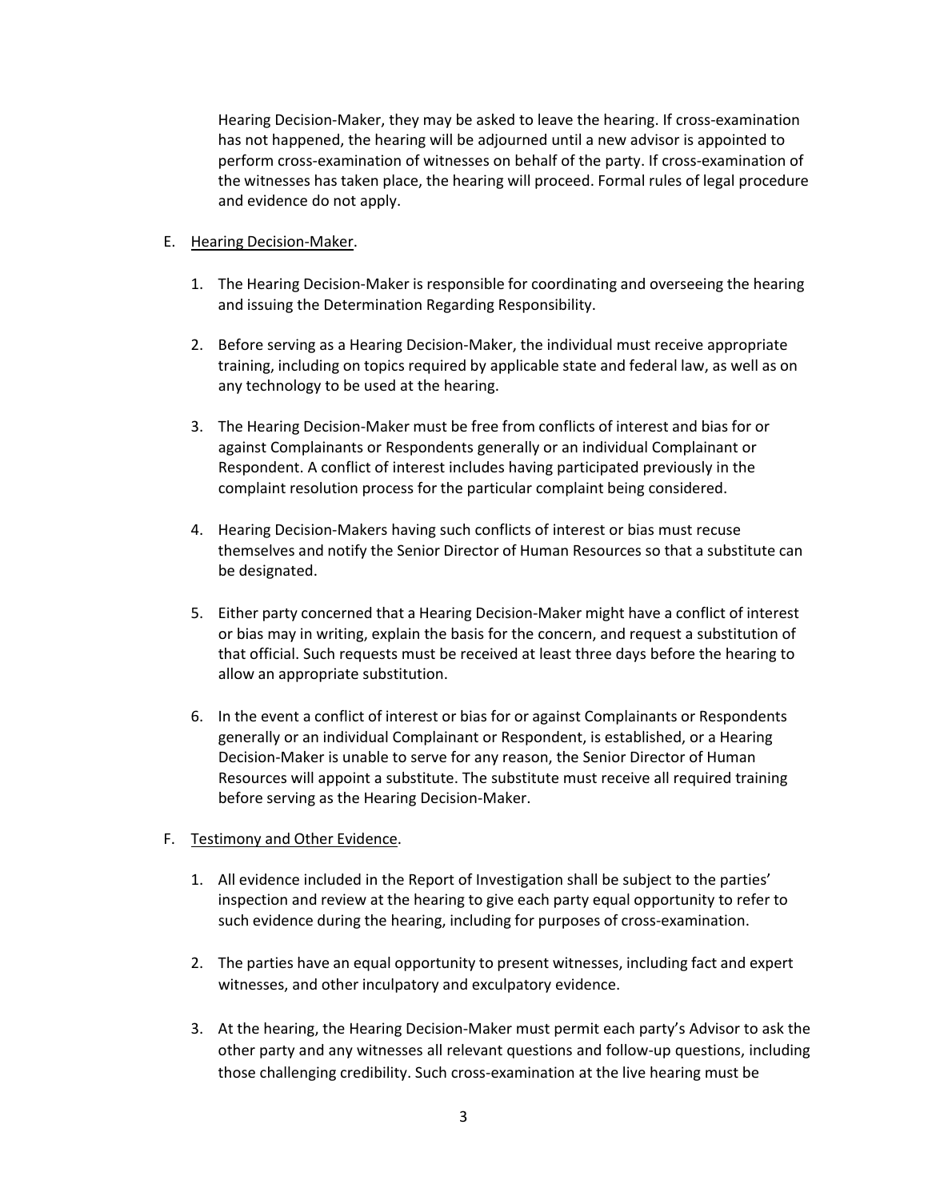Hearing Decision-Maker, they may be asked to leave the hearing. If cross-examination has not happened, the hearing will be adjourned until a new advisor is appointed to perform cross-examination of witnesses on behalf of the party. If cross-examination of the witnesses has taken place, the hearing will proceed. Formal rules of legal procedure and evidence do not apply.

E. Hearing Decision-Maker.

1. The Hearing Decision-Maker is responsible for coordinating and overseeing the hearing and issuing the Determination Regarding Responsibility.

2. Before serving as a Hearing Decision-Maker, the individual must receive appropriate training, including on topics required by applicable state and federal law, as well as on any technology to be used at the hearing.

3. The Hearing Decision-Maker must be free from conflicts of interest and bias for or against Complainants or Respondents generally or an individual Complainant or Respondent. A conflict of interest includes having participated previously in the complaint resolution process for the particular complaint being considered.

4. Hearing Decision-Makers having such conflicts of interest or bias must recuse themselves and notify the Senior Director of Human Resources so that a substitute can be designated.

5. Either party concerned that a Hearing Decision-Maker might have a conflict of interest or bias may in writing, explain the basis for the concern, and request a substitution of that official. Such requests must be received at least three days before the hearing to allow an appropriate substitution.

6. In the event a conflict of interest or bias for or against Complainants or Respondents generally or an individual Complainant or Respondent, is established, or a Hearing Decision-Maker is unable to serve for any reason, the Senior Director of Human Resources will appoint a substitute. The substitute must receive all required training before serving as the Hearing Decision-Maker.

F. Testimony and Other Evidence.

1. All evidence included in the Report of Investigation shall be subject to the parties' inspection and review at the hearing to give each party equal opportunity to refer to such evidence during the hearing, including for purposes of cross-examination.

2. The parties have an equal opportunity to present witnesses, including fact and expert witnesses, and other inculpatory and exculpatory evidence.

3. At the hearing, the Hearing Decision-Maker must permit each party's Advisor to ask the other party and any witnesses all relevant questions and follow-up questions, including those challenging credibility. Such cross-examination at the live hearing must be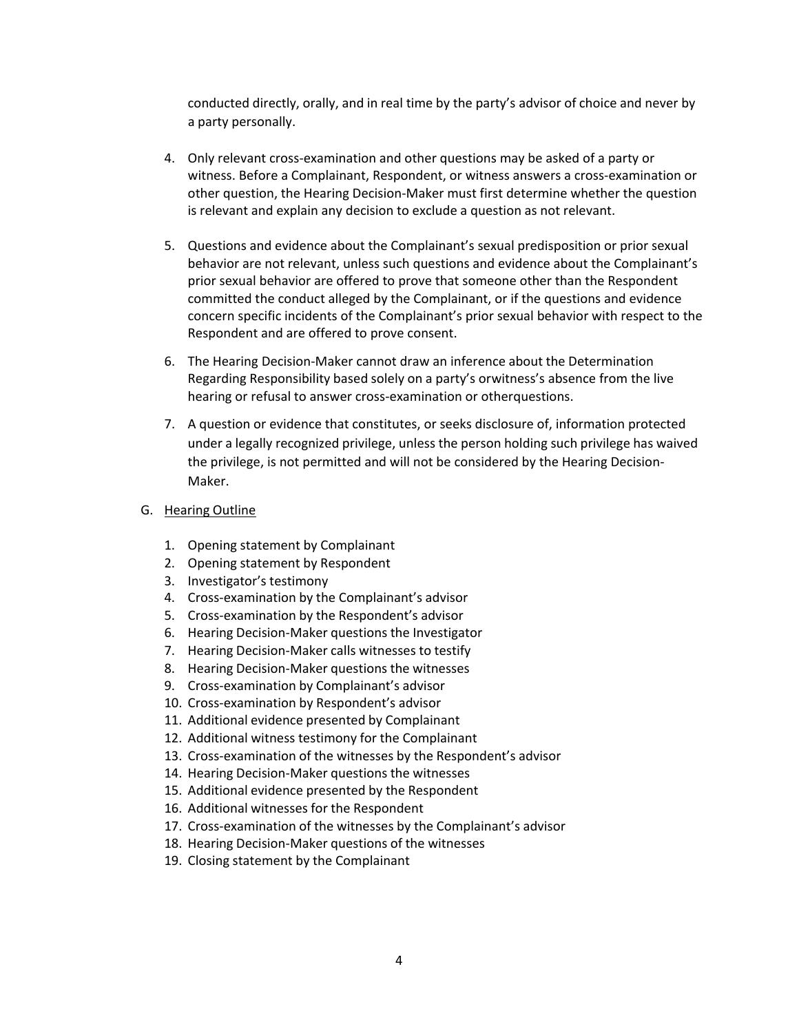conducted directly, orally, and in real time by the party's advisor of choice and never by a party personally.

4. Only relevant cross-examination and other questions may be asked of a party or witness. Before a Complainant, Respondent, or witness answers a cross-examination or other question, the Hearing Decision-Maker must first determine whether the question is relevant and explain any decision to exclude a question as not relevant.

5. Questions and evidence about the Complainant's sexual predisposition or prior sexual behavior are not relevant, unless such questions and evidence about the Complainant's prior sexual behavior are offered to prove that someone other than the Respondent committed the conduct alleged by the Complainant, or if the questions and evidence concern specific incidents of the Complainant's prior sexual behavior with respect to the Respondent and are offered to prove consent.

6. The Hearing Decision-Maker cannot draw an inference about the Determination Regarding Responsibility based solely on a party's orwitness's absence from the live hearing or refusal to answer cross-examination or otherquestions.

7. A question or evidence that constitutes, or seeks disclosure of, information protected under a legally recognized privilege, unless the person holding such privilege has waived the privilege, is not permitted and will not be considered by the Hearing Decision-Maker.

G. Hearing Outline

1. Opening statement by Complainant
2. Opening statement by Respondent
3. Investigator's testimony
4. Cross-examination by the Complainant's advisor
5. Cross-examination by the Respondent's advisor
6. Hearing Decision-Maker questions the Investigator
7. Hearing Decision-Maker calls witnesses to testify
8. Hearing Decision-Maker questions the witnesses
9. Cross-examination by Complainant's advisor
10. Cross-examination by Respondent's advisor
11. Additional evidence presented by Complainant
12. Additional witness testimony for the Complainant
13. Cross-examination of the witnesses by the Respondent's advisor
14. Hearing Decision-Maker questions the witnesses
15. Additional evidence presented by the Respondent
16. Additional witnesses for the Respondent
17. Cross-examination of the witnesses by the Complainant's advisor
18. Hearing Decision-Maker questions of the witnesses
19. Closing statement by the Complainant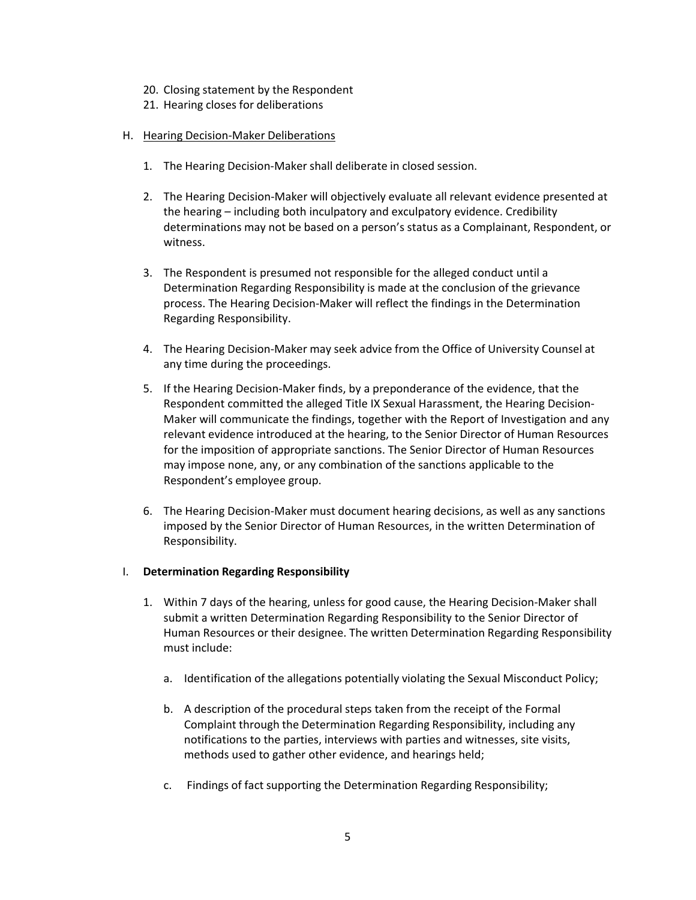20. Closing statement by the Respondent
21. Hearing closes for deliberations

H. <u>Hearing Decision-Maker Deliberations</u>

   1. The Hearing Decision-Maker shall deliberate in closed session.

   2. The Hearing Decision-Maker will objectively evaluate all relevant evidence presented at the hearing – including both inculpatory and exculpatory evidence. Credibility determinations may not be based on a person's status as a Complainant, Respondent, or witness.

   3. The Respondent is presumed not responsible for the alleged conduct until a Determination Regarding Responsibility is made at the conclusion of the grievance process. The Hearing Decision-Maker will reflect the findings in the Determination Regarding Responsibility.

   4. The Hearing Decision-Maker may seek advice from the Office of University Counsel at any time during the proceedings.

   5. If the Hearing Decision-Maker finds, by a preponderance of the evidence, that the Respondent committed the alleged Title IX Sexual Harassment, the Hearing Decision-Maker will communicate the findings, together with the Report of Investigation and any relevant evidence introduced at the hearing, to the Senior Director of Human Resources for the imposition of appropriate sanctions. The Senior Director of Human Resources may impose none, any, or any combination of the sanctions applicable to the Respondent's employee group.

   6. The Hearing Decision-Maker must document hearing decisions, as well as any sanctions imposed by the Senior Director of Human Resources, in the written Determination of Responsibility.

I. **Determination Regarding Responsibility**

   1. Within 7 days of the hearing, unless for good cause, the Hearing Decision-Maker shall submit a written Determination Regarding Responsibility to the Senior Director of Human Resources or their designee. The written Determination Regarding Responsibility must include:

      a. Identification of the allegations potentially violating the Sexual Misconduct Policy;

      b. A description of the procedural steps taken from the receipt of the Formal Complaint through the Determination Regarding Responsibility, including any notifications to the parties, interviews with parties and witnesses, site visits, methods used to gather other evidence, and hearings held;

      c. Findings of fact supporting the Determination Regarding Responsibility;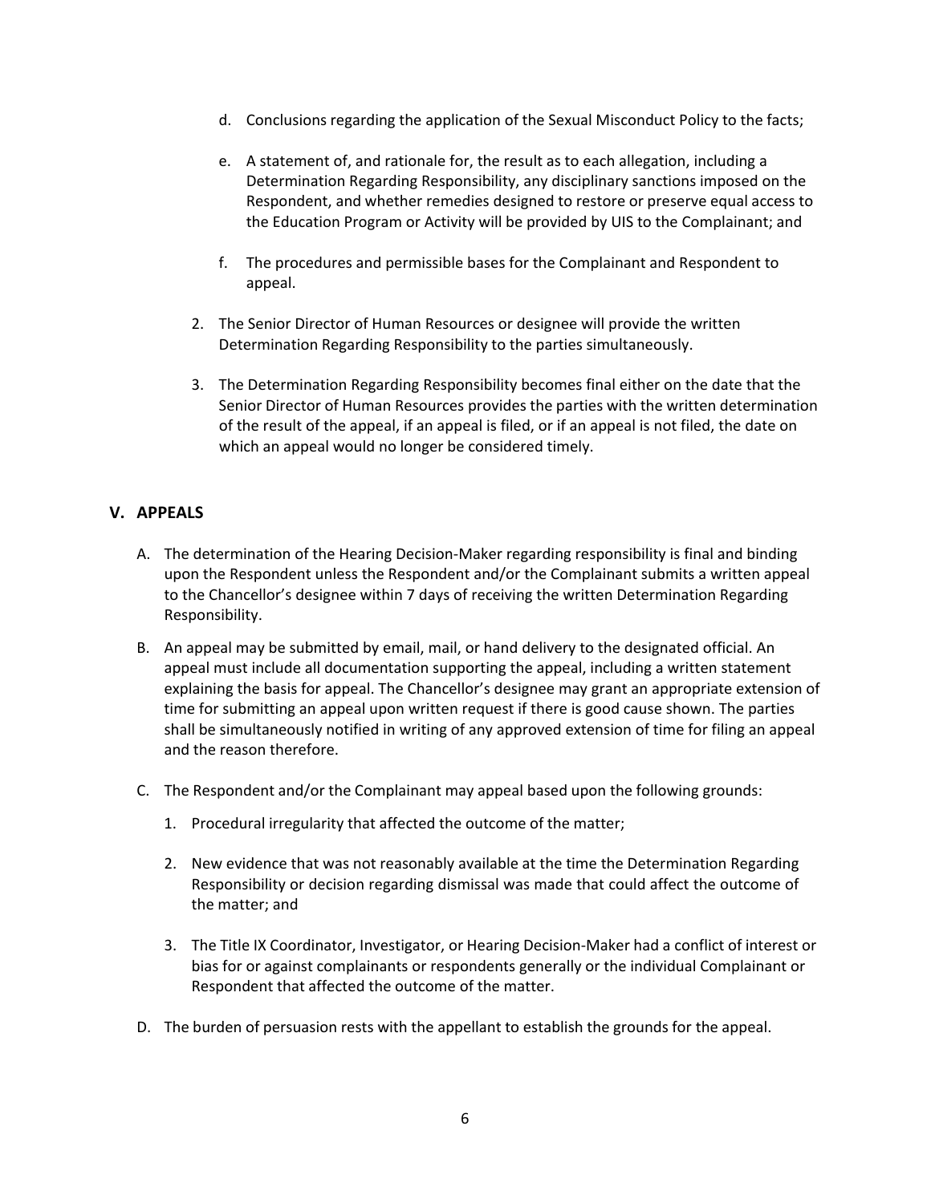d. Conclusions regarding the application of the Sexual Misconduct Policy to the facts;

e. A statement of, and rationale for, the result as to each allegation, including a Determination Regarding Responsibility, any disciplinary sanctions imposed on the Respondent, and whether remedies designed to restore or preserve equal access to the Education Program or Activity will be provided by UIS to the Complainant; and

f. The procedures and permissible bases for the Complainant and Respondent to appeal.

2. The Senior Director of Human Resources or designee will provide the written Determination Regarding Responsibility to the parties simultaneously.

3. The Determination Regarding Responsibility becomes final either on the date that the Senior Director of Human Resources provides the parties with the written determination of the result of the appeal, if an appeal is filed, or if an appeal is not filed, the date on which an appeal would no longer be considered timely.

## V. APPEALS

A. The determination of the Hearing Decision-Maker regarding responsibility is final and binding upon the Respondent unless the Respondent and/or the Complainant submits a written appeal to the Chancellor's designee within 7 days of receiving the written Determination Regarding Responsibility.

B. An appeal may be submitted by email, mail, or hand delivery to the designated official. An appeal must include all documentation supporting the appeal, including a written statement explaining the basis for appeal. The Chancellor's designee may grant an appropriate extension of time for submitting an appeal upon written request if there is good cause shown. The parties shall be simultaneously notified in writing of any approved extension of time for filing an appeal and the reason therefore.

C. The Respondent and/or the Complainant may appeal based upon the following grounds:

1. Procedural irregularity that affected the outcome of the matter;

2. New evidence that was not reasonably available at the time the Determination Regarding Responsibility or decision regarding dismissal was made that could affect the outcome of the matter; and

3. The Title IX Coordinator, Investigator, or Hearing Decision-Maker had a conflict of interest or bias for or against complainants or respondents generally or the individual Complainant or Respondent that affected the outcome of the matter.

D. The burden of persuasion rests with the appellant to establish the grounds for the appeal.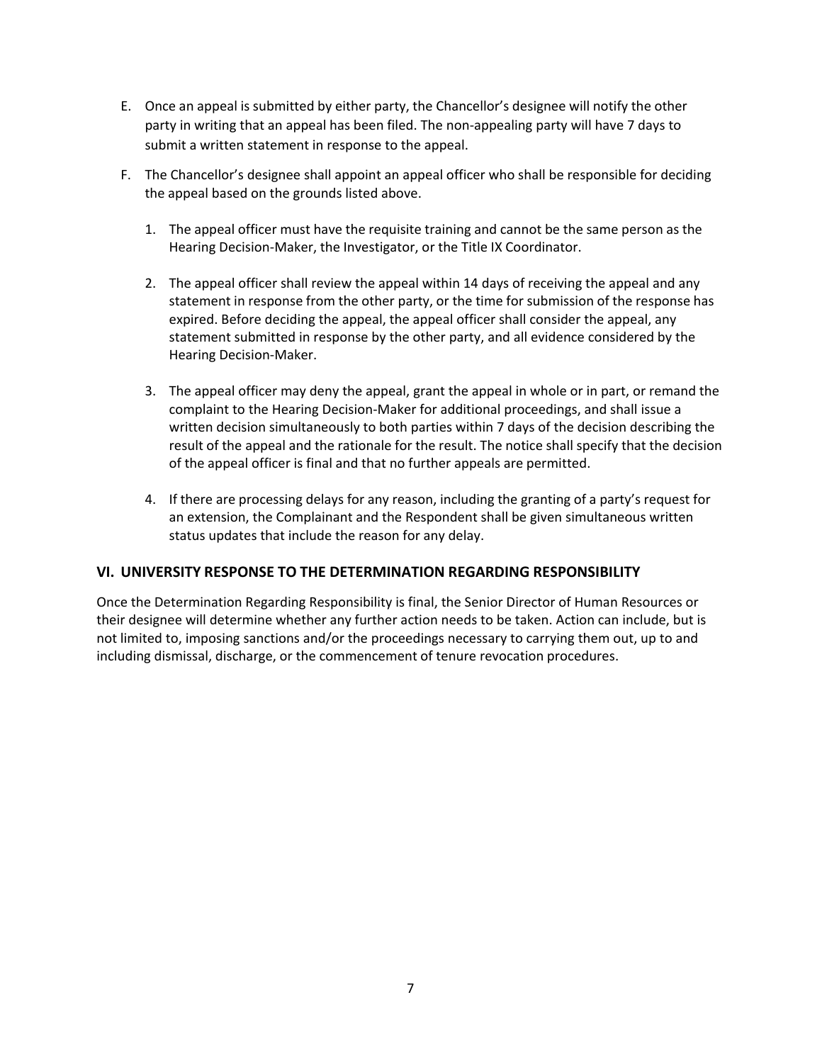E. Once an appeal is submitted by either party, the Chancellor's designee will notify the other party in writing that an appeal has been filed. The non-appealing party will have 7 days to submit a written statement in response to the appeal.

F. The Chancellor's designee shall appoint an appeal officer who shall be responsible for deciding the appeal based on the grounds listed above.

   1. The appeal officer must have the requisite training and cannot be the same person as the Hearing Decision-Maker, the Investigator, or the Title IX Coordinator.

   2. The appeal officer shall review the appeal within 14 days of receiving the appeal and any statement in response from the other party, or the time for submission of the response has expired. Before deciding the appeal, the appeal officer shall consider the appeal, any statement submitted in response by the other party, and all evidence considered by the Hearing Decision-Maker.

   3. The appeal officer may deny the appeal, grant the appeal in whole or in part, or remand the complaint to the Hearing Decision-Maker for additional proceedings, and shall issue a written decision simultaneously to both parties within 7 days of the decision describing the result of the appeal and the rationale for the result. The notice shall specify that the decision of the appeal officer is final and that no further appeals are permitted.

   4. If there are processing delays for any reason, including the granting of a party's request for an extension, the Complainant and the Respondent shall be given simultaneous written status updates that include the reason for any delay.

## VI. UNIVERSITY RESPONSE TO THE DETERMINATION REGARDING RESPONSIBILITY

Once the Determination Regarding Responsibility is final, the Senior Director of Human Resources or their designee will determine whether any further action needs to be taken. Action can include, but is not limited to, imposing sanctions and/or the proceedings necessary to carrying them out, up to and including dismissal, discharge, or the commencement of tenure revocation procedures.